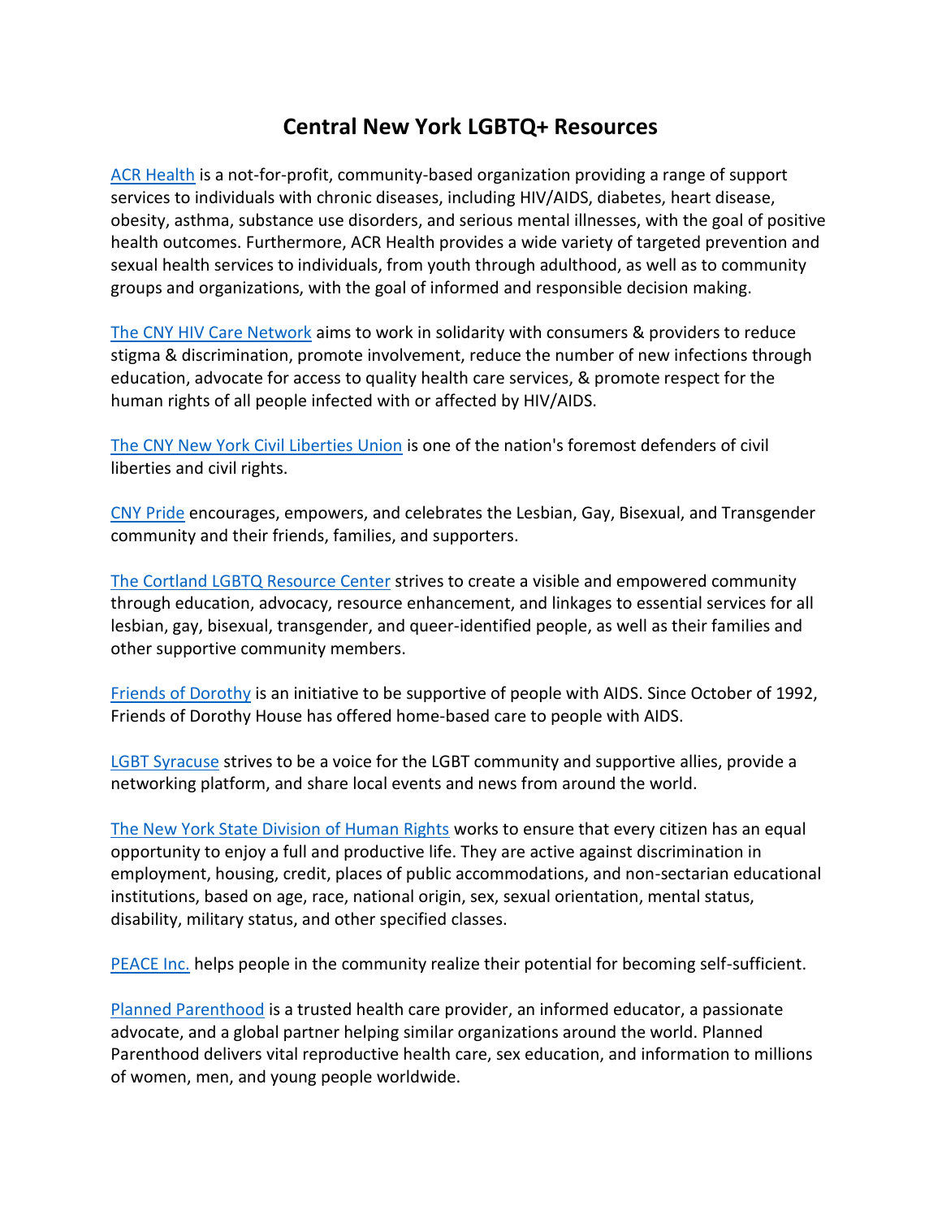# Central New York LGBTQ+ Resources

ACR Health is a not-for-profit, community-based organization providing a range of support services to individuals with chronic diseases, including HIV/AIDS, diabetes, heart disease, obesity, asthma, substance use disorders, and serious mental illnesses, with the goal of positive health outcomes. Furthermore, ACR Health provides a wide variety of targeted prevention and sexual health services to individuals, from youth through adulthood, as well as to community groups and organizations, with the goal of informed and responsible decision making.

The CNY HIV Care Network aims to work in solidarity with consumers & providers to reduce stigma & discrimination, promote involvement, reduce the number of new infections through education, advocate for access to quality health care services, & promote respect for the human rights of all people infected with or affected by HIV/AIDS.

The CNY New York Civil Liberties Union is one of the nation's foremost defenders of civil liberties and civil rights.

CNY Pride encourages, empowers, and celebrates the Lesbian, Gay, Bisexual, and Transgender community and their friends, families, and supporters.

The Cortland LGBTQ Resource Center strives to create a visible and empowered community through education, advocacy, resource enhancement, and linkages to essential services for all lesbian, gay, bisexual, transgender, and queer-identified people, as well as their families and other supportive community members.

Friends of Dorothy is an initiative to be supportive of people with AIDS. Since October of 1992, Friends of Dorothy House has offered home-based care to people with AIDS.

LGBT Syracuse strives to be a voice for the LGBT community and supportive allies, provide a networking platform, and share local events and news from around the world.

The New York State Division of Human Rights works to ensure that every citizen has an equal opportunity to enjoy a full and productive life. They are active against discrimination in employment, housing, credit, places of public accommodations, and non-sectarian educational institutions, based on age, race, national origin, sex, sexual orientation, mental status, disability, military status, and other specified classes.

PEACE Inc. helps people in the community realize their potential for becoming self-sufficient.

Planned Parenthood is a trusted health care provider, an informed educator, a passionate advocate, and a global partner helping similar organizations around the world. Planned Parenthood delivers vital reproductive health care, sex education, and information to millions of women, men, and young people worldwide.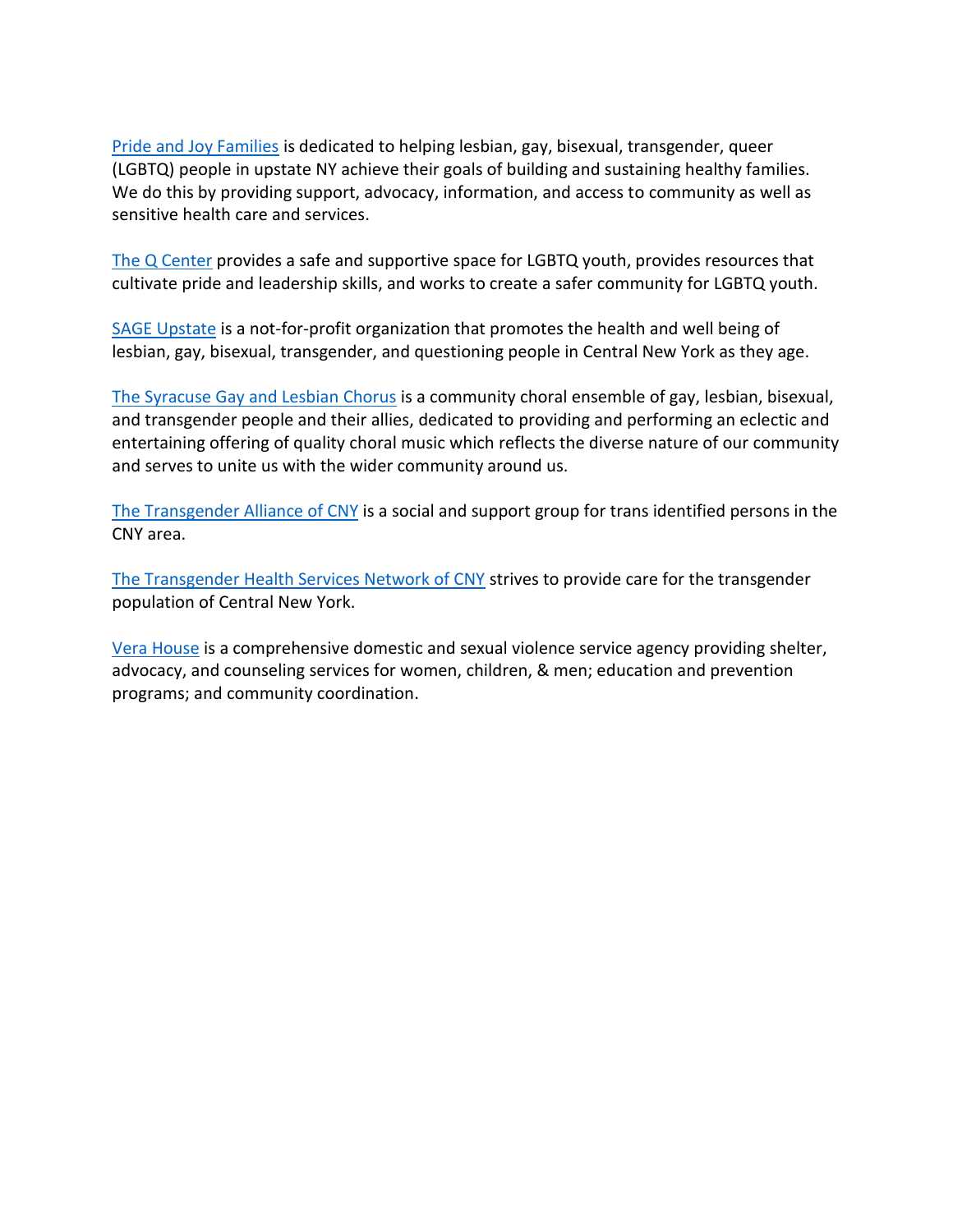Pride and Joy Families is dedicated to helping lesbian, gay, bisexual, transgender, queer (LGBTQ) people in upstate NY achieve their goals of building and sustaining healthy families. We do this by providing support, advocacy, information, and access to community as well as sensitive health care and services.

The Q Center provides a safe and supportive space for LGBTQ youth, provides resources that cultivate pride and leadership skills, and works to create a safer community for LGBTQ youth.

SAGE Upstate is a not-for-profit organization that promotes the health and well being of lesbian, gay, bisexual, transgender, and questioning people in Central New York as they age.

The Syracuse Gay and Lesbian Chorus is a community choral ensemble of gay, lesbian, bisexual, and transgender people and their allies, dedicated to providing and performing an eclectic and entertaining offering of quality choral music which reflects the diverse nature of our community and serves to unite us with the wider community around us.

The Transgender Alliance of CNY is a social and support group for trans identified persons in the CNY area.

The Transgender Health Services Network of CNY strives to provide care for the transgender population of Central New York.

Vera House is a comprehensive domestic and sexual violence service agency providing shelter, advocacy, and counseling services for women, children, & men; education and prevention programs; and community coordination.